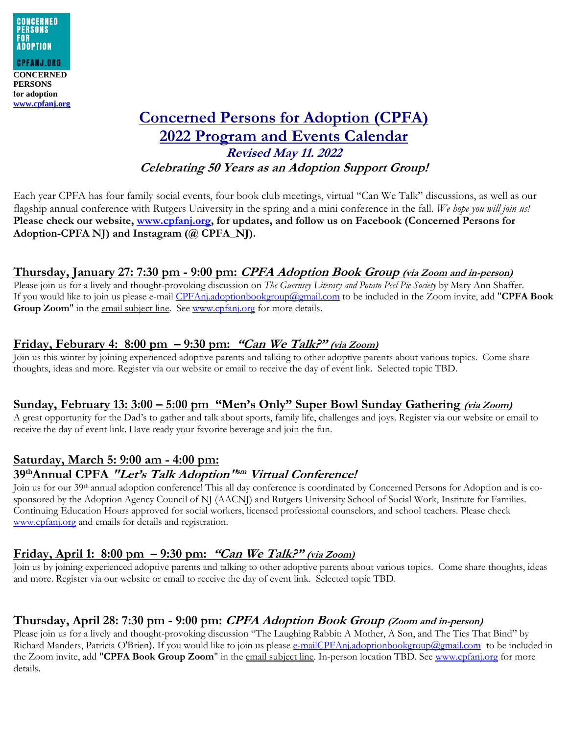CONCERNED PERSONS FOR ADOPTION

CPFANJ.ORG

**CONCERNED PERSONS for adoption**
**[www.cpfanj.org](http://www.cpfanj.org)**

# Concerned Persons for Adoption (CPFA)
# 2022 Program and Events Calendar

***Revised May 11. 2022***

***Celebrating 50 Years as an Adoption Support Group!***

Each year CPFA has four family social events, four book club meetings, virtual "Can We Talk" discussions, as well as our flagship annual conference with Rutgers University in the spring and a mini conference in the fall. *We hope you will join us!* **Please check our website, [www.cpfanj.org](http://www.cpfanj.org), for updates, and follow us on Facebook (Concerned Persons for Adoption-CPFA NJ) and Instagram (@ CPFA_NJ).**

## Thursday, January 27: 7:30 pm - 9:00 pm: *CPFA Adoption Book Group (via Zoom and in-person)*

Please join us for a lively and thought-provoking discussion on *The Guernsey Literary and Potato Peel Pie Society* by Mary Ann Shaffer. If you would like to join us please e-mail CPFAnj.adoptionbookgroup@gmail.com to be included in the Zoom invite, add "**CPFA Book Group Zoom**" in the email subject line. See [www.cpfanj.org](http://www.cpfanj.org) for more details.

## Friday, Feburary 4: 8:00 pm – 9:30 pm: *"Can We Talk?" (via Zoom)*

Join us this winter by joining experienced adoptive parents and talking to other adoptive parents about various topics. Come share thoughts, ideas and more. Register via our website or email to receive the day of event link. Selected topic TBD.

## Sunday, February 13: 3:00 – 5:00 pm "Men's Only" Super Bowl Sunday Gathering *(via Zoom)*

A great opportunity for the Dad's to gather and talk about sports, family life, challenges and joys. Register via our website or email to receive the day of event link. Have ready your favorite beverage and join the fun.

## Saturday, March 5: 9:00 am - 4:00 pm: 39th Annual CPFA *"Let's Talk Adoption"sm Virtual Conference!*

Join us for our 39th annual adoption conference! This all day conference is coordinated by Concerned Persons for Adoption and is co-sponsored by the Adoption Agency Council of NJ (AACNJ) and Rutgers University School of Social Work, Institute for Families. Continuing Education Hours approved for social workers, licensed professional counselors, and school teachers. Please check [www.cpfanj.org](http://www.cpfanj.org) and emails for details and registration.

## Friday, April 1: 8:00 pm – 9:30 pm: *"Can We Talk?" (via Zoom)*

Join us by joining experienced adoptive parents and talking to other adoptive parents about various topics. Come share thoughts, ideas and more. Register via our website or email to receive the day of event link. Selected topic TBD.

## Thursday, April 28: 7:30 pm - 9:00 pm: *CPFA Adoption Book Group (Zoom and in-person)*

Please join us for a lively and thought-provoking discussion "The Laughing Rabbit: A Mother, A Son, and The Ties That Bind" by Richard Manders, Patricia O'Brien). If you would like to join us please e-mailCPFAnj.adoptionbookgroup@gmail.com to be included in the Zoom invite, add "**CPFA Book Group Zoom**" in the email subject line. In-person location TBD. See [www.cpfanj.org](http://www.cpfanj.org) for more details.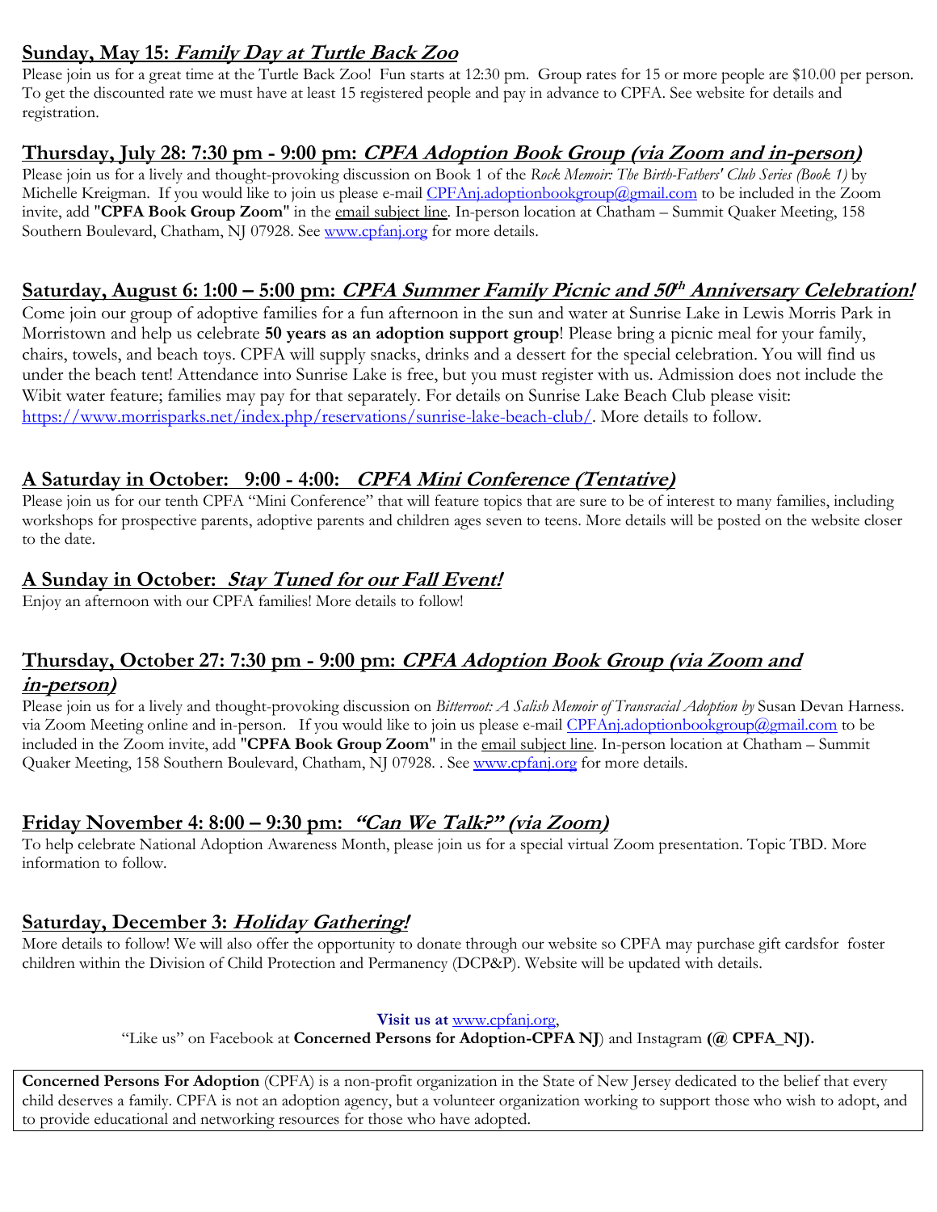## Sunday, May 15: *Family Day at Turtle Back Zoo*

Please join us for a great time at the Turtle Back Zoo! Fun starts at 12:30 pm. Group rates for 15 or more people are $10.00 per person. To get the discounted rate we must have at least 15 registered people and pay in advance to CPFA. See website for details and registration.

## Thursday, July 28: 7:30 pm - 9:00 pm: *CPFA Adoption Book Group (via Zoom and in-person)*

Please join us for a lively and thought-provoking discussion on Book 1 of the *Rock Memoir: The Birth-Fathers' Club Series (Book 1)* by Michelle Kreigman. If you would like to join us please e-mail CPFAnj.adoptionbookgroup@gmail.com to be included in the Zoom invite, add "**CPFA Book Group Zoom**" in the email subject line. In-person location at Chatham – Summit Quaker Meeting, 158 Southern Boulevard, Chatham, NJ 07928. See www.cpfanj.org for more details.

## Saturday, August 6: 1:00 – 5:00 pm: *CPFA Summer Family Picnic and 50th Anniversary Celebration!*

Come join our group of adoptive families for a fun afternoon in the sun and water at Sunrise Lake in Lewis Morris Park in Morristown and help us celebrate **50 years as an adoption support group**! Please bring a picnic meal for your family, chairs, towels, and beach toys. CPFA will supply snacks, drinks and a dessert for the special celebration. You will find us under the beach tent! Attendance into Sunrise Lake is free, but you must register with us. Admission does not include the Wibit water feature; families may pay for that separately. For details on Sunrise Lake Beach Club please visit: https://www.morrisparks.net/index.php/reservations/sunrise-lake-beach-club/. More details to follow.

## A Saturday in October: 9:00 - 4:00: *CPFA Mini Conference (Tentative)*

Please join us for our tenth CPFA "Mini Conference" that will feature topics that are sure to be of interest to many families, including workshops for prospective parents, adoptive parents and children ages seven to teens. More details will be posted on the website closer to the date.

## A Sunday in October: *Stay Tuned for our Fall Event!*

Enjoy an afternoon with our CPFA families! More details to follow!

## Thursday, October 27: 7:30 pm - 9:00 pm: *CPFA Adoption Book Group (via Zoom and in-person)*

Please join us for a lively and thought-provoking discussion on *Bitterroot: A Salish Memoir of Transracial Adoption by* Susan Devan Harness. via Zoom Meeting online and in-person. If you would like to join us please e-mail CPFAnj.adoptionbookgroup@gmail.com to be included in the Zoom invite, add "**CPFA Book Group Zoom**" in the email subject line. In-person location at Chatham – Summit Quaker Meeting, 158 Southern Boulevard, Chatham, NJ 07928. . See www.cpfanj.org for more details.

## Friday November 4: 8:00 – 9:30 pm: *"Can We Talk?" (via Zoom)*

To help celebrate National Adoption Awareness Month, please join us for a special virtual Zoom presentation. Topic TBD. More information to follow.

## Saturday, December 3: *Holiday Gathering!*

More details to follow! We will also offer the opportunity to donate through our website so CPFA may purchase gift cardsfor foster children within the Division of Child Protection and Permanency (DCP&P). Website will be updated with details.

**Visit us at** www.cpfanj.org,
"Like us" on Facebook at **Concerned Persons for Adoption-CPFA NJ**) and Instagram **(@ CPFA_NJ).**

**Concerned Persons For Adoption** (CPFA) is a non-profit organization in the State of New Jersey dedicated to the belief that every child deserves a family. CPFA is not an adoption agency, but a volunteer organization working to support those who wish to adopt, and to provide educational and networking resources for those who have adopted.